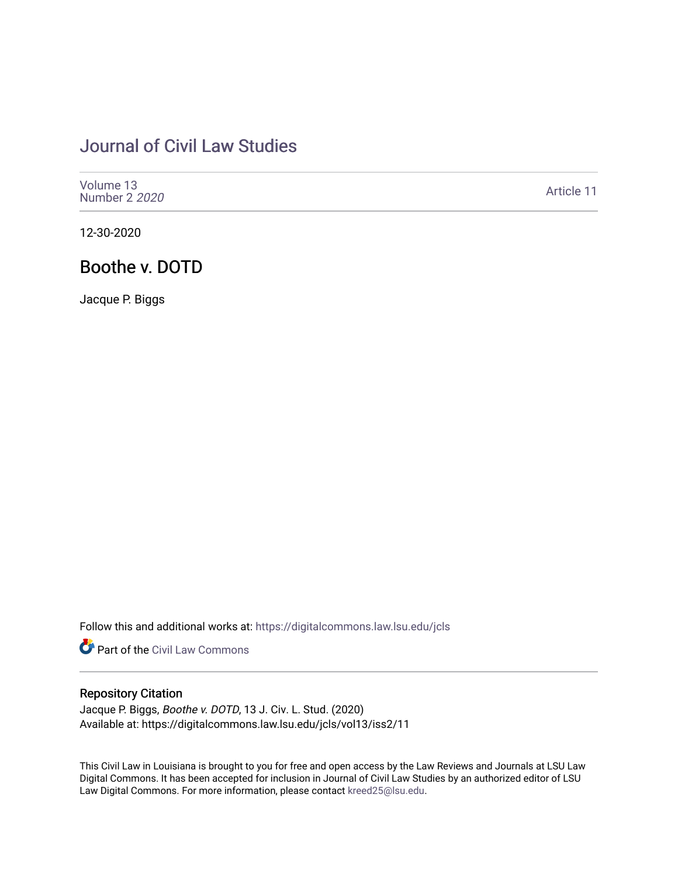# Journal of Civil Law Studies

Volume 13
Number 2 *2020*

Article 11

12-30-2020

## Boothe v. DOTD

Jacque P. Biggs

Follow this and additional works at: https://digitalcommons.law.lsu.edu/jcls

Part of the Civil Law Commons

### Repository Citation

Jacque P. Biggs, *Boothe v. DOTD*, 13 J. Civ. L. Stud. (2020)
Available at: https://digitalcommons.law.lsu.edu/jcls/vol13/iss2/11

This Civil Law in Louisiana is brought to you for free and open access by the Law Reviews and Journals at LSU Law Digital Commons. It has been accepted for inclusion in Journal of Civil Law Studies by an authorized editor of LSU Law Digital Commons. For more information, please contact kreed25@lsu.edu.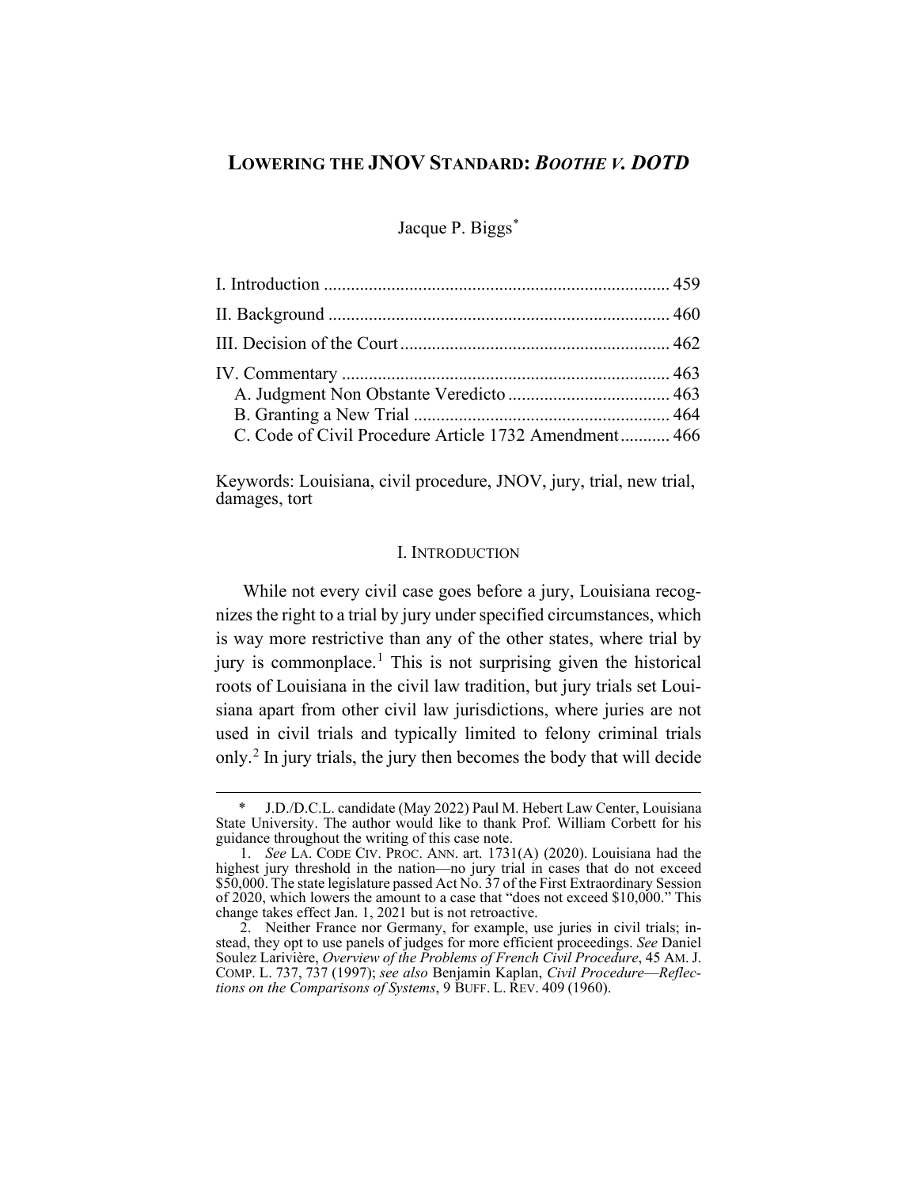# LOWERING THE JNOV STANDARD: *BOOTHE V. DOTD*

Jacque P. Biggs[*]

| | |
|---|---|
| I. Introduction | 459 |
| II. Background | 460 |
| III. Decision of the Court | 462 |
| IV. Commentary | 463 |
| A. Judgment Non Obstante Veredicto | 463 |
| B. Granting a New Trial | 464 |
| C. Code of Civil Procedure Article 1732 Amendment | 466 |

Keywords: Louisiana, civil procedure, JNOV, jury, trial, new trial, damages, tort

## I. INTRODUCTION

While not every civil case goes before a jury, Louisiana recognizes the right to a trial by jury under specified circumstances, which is way more restrictive than any of the other states, where trial by jury is commonplace.[1] This is not surprising given the historical roots of Louisiana in the civil law tradition, but jury trials set Louisiana apart from other civil law jurisdictions, where juries are not used in civil trials and typically limited to felony criminal trials only.[2] In jury trials, the jury then becomes the body that will decide

---

\* J.D./D.C.L. candidate (May 2022) Paul M. Hebert Law Center, Louisiana State University. The author would like to thank Prof. William Corbett for his guidance throughout the writing of this case note.

1. *See* LA. CODE CIV. PROC. ANN. art. 1731(A) (2020). Louisiana had the highest jury threshold in the nation—no jury trial in cases that do not exceed $50,000. The state legislature passed Act No. 37 of the First Extraordinary Session of 2020, which lowers the amount to a case that "does not exceed $10,000." This change takes effect Jan. 1, 2021 but is not retroactive.

2. Neither France nor Germany, for example, use juries in civil trials; instead, they opt to use panels of judges for more efficient proceedings. *See* Daniel Soulez Larivière, *Overview of the Problems of French Civil Procedure*, 45 AM. J. COMP. L. 737, 737 (1997); *see also* Benjamin Kaplan, *Civil Procedure—Reflections on the Comparisons of Systems*, 9 BUFF. L. REV. 409 (1960).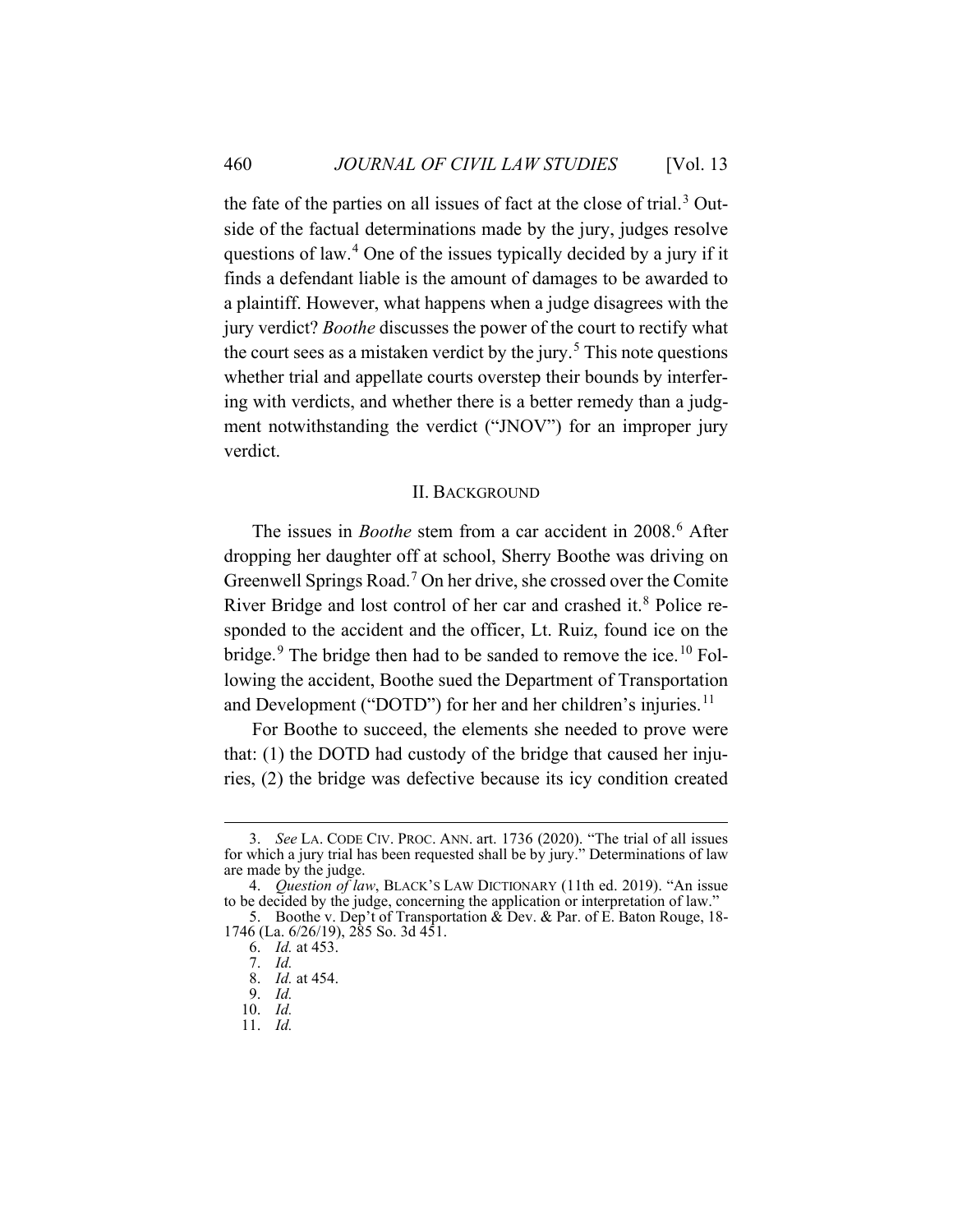the fate of the parties on all issues of fact at the close of trial.[3] Outside of the factual determinations made by the jury, judges resolve questions of law.[4] One of the issues typically decided by a jury if it finds a defendant liable is the amount of damages to be awarded to a plaintiff. However, what happens when a judge disagrees with the jury verdict? *Boothe* discusses the power of the court to rectify what the court sees as a mistaken verdict by the jury.[5] This note questions whether trial and appellate courts overstep their bounds by interfering with verdicts, and whether there is a better remedy than a judgment notwithstanding the verdict ("JNOV") for an improper jury verdict.

## II. BACKGROUND

The issues in *Boothe* stem from a car accident in 2008.[6] After dropping her daughter off at school, Sherry Boothe was driving on Greenwell Springs Road.[7] On her drive, she crossed over the Comite River Bridge and lost control of her car and crashed it.[8] Police responded to the accident and the officer, Lt. Ruiz, found ice on the bridge.[9] The bridge then had to be sanded to remove the ice.[10] Following the accident, Boothe sued the Department of Transportation and Development ("DOTD") for her and her children's injuries.[11]

For Boothe to succeed, the elements she needed to prove were that: (1) the DOTD had custody of the bridge that caused her injuries, (2) the bridge was defective because its icy condition created

---

3. *See* LA. CODE CIV. PROC. ANN. art. 1736 (2020). "The trial of all issues for which a jury trial has been requested shall be by jury." Determinations of law are made by the judge.

4. *Question of law*, BLACK'S LAW DICTIONARY (11th ed. 2019). "An issue to be decided by the judge, concerning the application or interpretation of law."

5. Boothe v. Dep't of Transportation & Dev. & Par. of E. Baton Rouge, 18-1746 (La. 6/26/19), 285 So. 3d 451.

6. *Id.* at 453.

7. *Id.*

8. *Id.* at 454.

9. *Id.*

10. *Id.*

11. *Id.*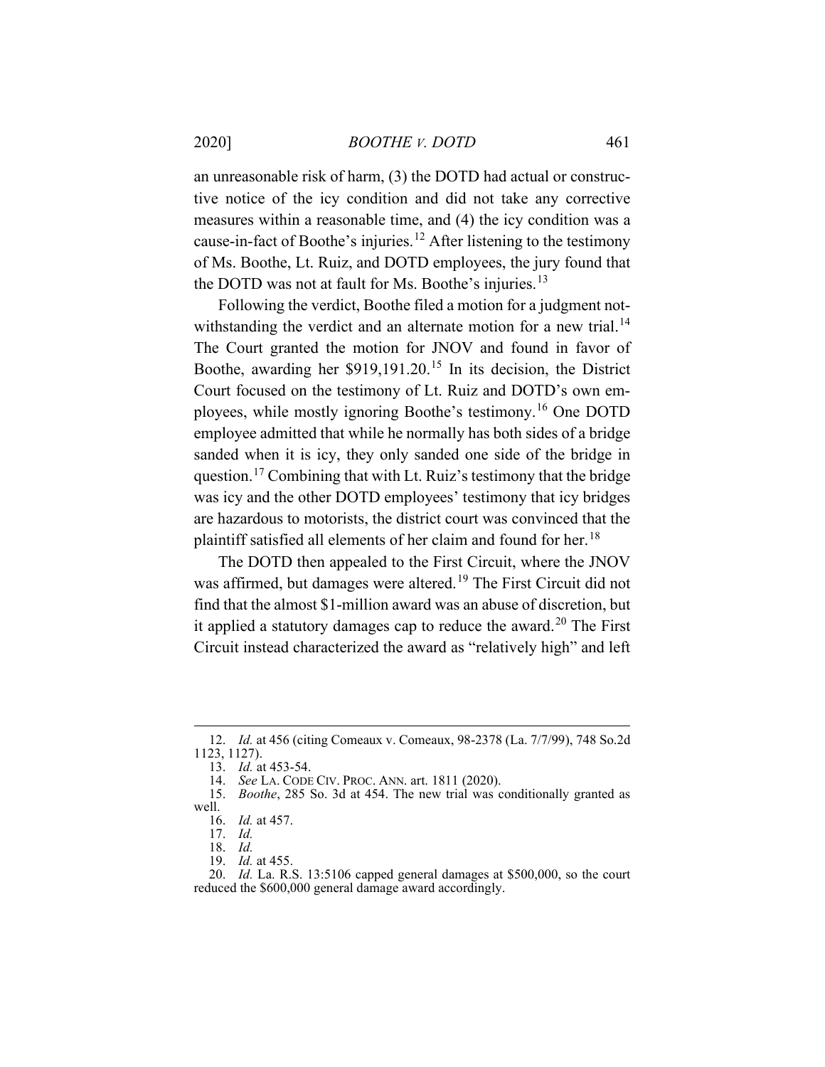an unreasonable risk of harm, (3) the DOTD had actual or constructive notice of the icy condition and did not take any corrective measures within a reasonable time, and (4) the icy condition was a cause-in-fact of Boothe's injuries.[12] After listening to the testimony of Ms. Boothe, Lt. Ruiz, and DOTD employees, the jury found that the DOTD was not at fault for Ms. Boothe's injuries.[13]

Following the verdict, Boothe filed a motion for a judgment notwithstanding the verdict and an alternate motion for a new trial.[14] The Court granted the motion for JNOV and found in favor of Boothe, awarding her $919,191.20.[15] In its decision, the District Court focused on the testimony of Lt. Ruiz and DOTD's own employees, while mostly ignoring Boothe's testimony.[16] One DOTD employee admitted that while he normally has both sides of a bridge sanded when it is icy, they only sanded one side of the bridge in question.[17] Combining that with Lt. Ruiz's testimony that the bridge was icy and the other DOTD employees' testimony that icy bridges are hazardous to motorists, the district court was convinced that the plaintiff satisfied all elements of her claim and found for her.[18]

The DOTD then appealed to the First Circuit, where the JNOV was affirmed, but damages were altered.[19] The First Circuit did not find that the almost $1-million award was an abuse of discretion, but it applied a statutory damages cap to reduce the award.[20] The First Circuit instead characterized the award as "relatively high" and left

---

12. *Id.* at 456 (citing Comeaux v. Comeaux, 98-2378 (La. 7/7/99), 748 So.2d 1123, 1127).

13. *Id.* at 453-54.

14. *See* LA. CODE CIV. PROC. ANN. art. 1811 (2020).

15. *Boothe*, 285 So. 3d at 454. The new trial was conditionally granted as well.

16. *Id.* at 457.

17. *Id.*

18. *Id.*

19. *Id.* at 455.

20. *Id.* La. R.S. 13:5106 capped general damages at $500,000, so the court reduced the $600,000 general damage award accordingly.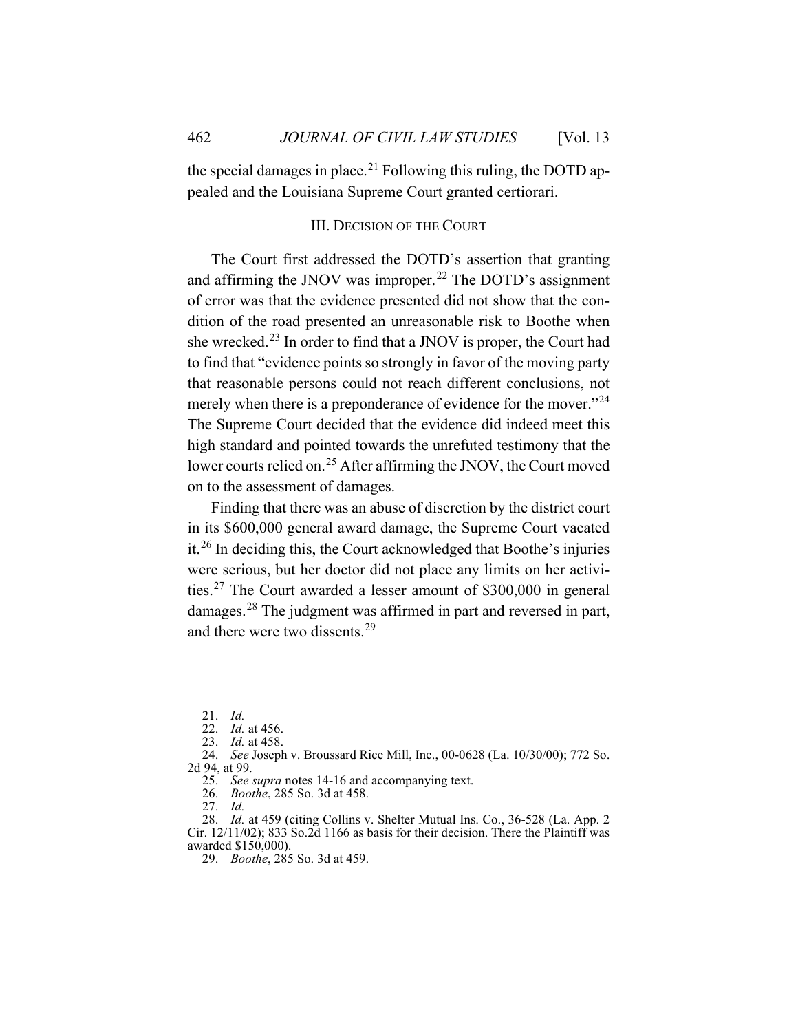the special damages in place.[21] Following this ruling, the DOTD appealed and the Louisiana Supreme Court granted certiorari.

## III. Decision of the Court

The Court first addressed the DOTD's assertion that granting and affirming the JNOV was improper.[22] The DOTD's assignment of error was that the evidence presented did not show that the condition of the road presented an unreasonable risk to Boothe when she wrecked.[23] In order to find that a JNOV is proper, the Court had to find that "evidence points so strongly in favor of the moving party that reasonable persons could not reach different conclusions, not merely when there is a preponderance of evidence for the mover."[24] The Supreme Court decided that the evidence did indeed meet this high standard and pointed towards the unrefuted testimony that the lower courts relied on.[25] After affirming the JNOV, the Court moved on to the assessment of damages.

Finding that there was an abuse of discretion by the district court in its $600,000 general award damage, the Supreme Court vacated it.[26] In deciding this, the Court acknowledged that Boothe's injuries were serious, but her doctor did not place any limits on her activities.[27] The Court awarded a lesser amount of $300,000 in general damages.[28] The judgment was affirmed in part and reversed in part, and there were two dissents.[29]

---

21. *Id.*
22. *Id.* at 456.
23. *Id.* at 458.
24. *See* Joseph v. Broussard Rice Mill, Inc., 00-0628 (La. 10/30/00); 772 So. 2d 94, at 99.
25. *See supra* notes 14-16 and accompanying text.
26. *Boothe*, 285 So. 3d at 458.
27. *Id.*
28. *Id.* at 459 (citing Collins v. Shelter Mutual Ins. Co., 36-528 (La. App. 2 Cir. 12/11/02); 833 So.2d 1166 as basis for their decision. There the Plaintiff was awarded $150,000).
29. *Boothe*, 285 So. 3d at 459.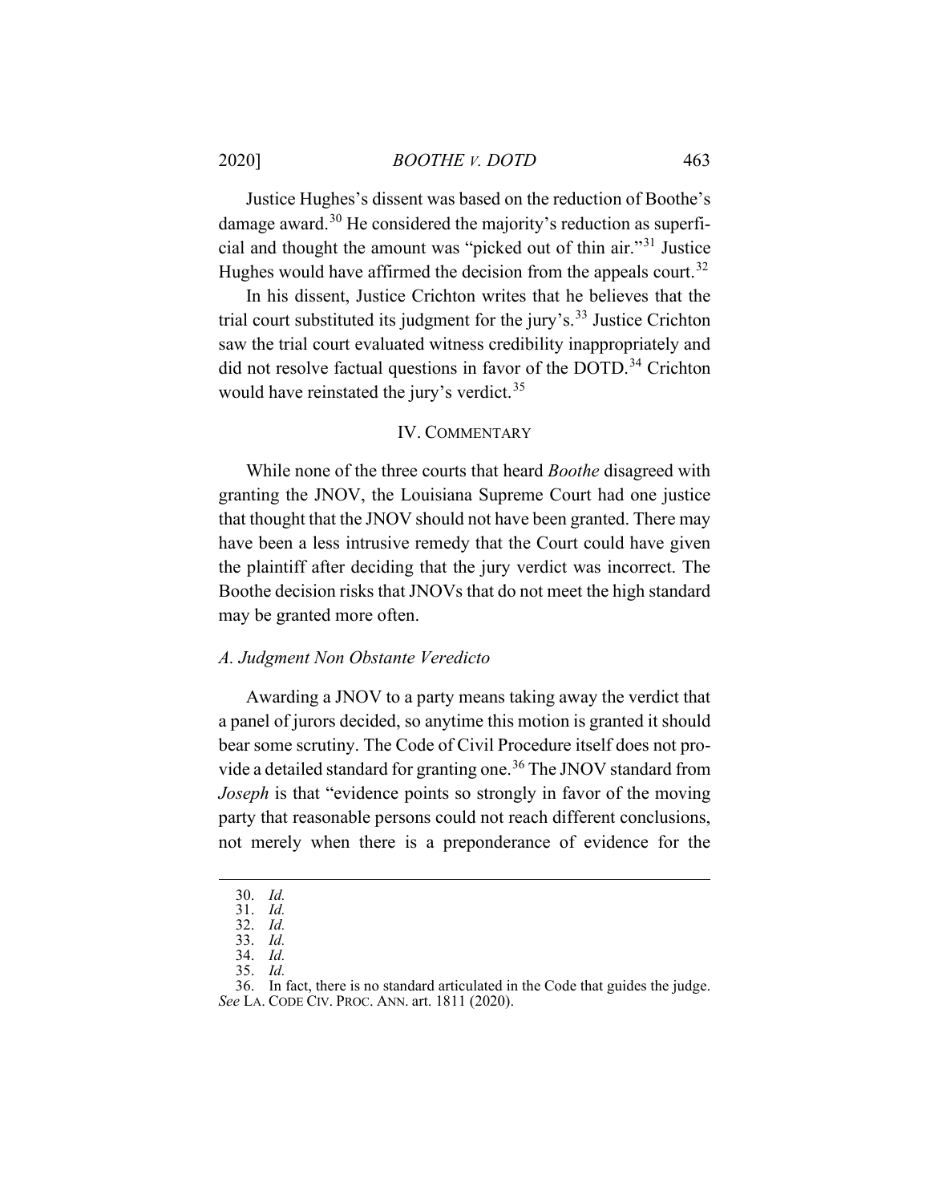Justice Hughes's dissent was based on the reduction of Boothe's damage award.[30] He considered the majority's reduction as superficial and thought the amount was "picked out of thin air."[31] Justice Hughes would have affirmed the decision from the appeals court.[32]

In his dissent, Justice Crichton writes that he believes that the trial court substituted its judgment for the jury's.[33] Justice Crichton saw the trial court evaluated witness credibility inappropriately and did not resolve factual questions in favor of the DOTD.[34] Crichton would have reinstated the jury's verdict.[35]

## IV. COMMENTARY

While none of the three courts that heard *Boothe* disagreed with granting the JNOV, the Louisiana Supreme Court had one justice that thought that the JNOV should not have been granted. There may have been a less intrusive remedy that the Court could have given the plaintiff after deciding that the jury verdict was incorrect. The Boothe decision risks that JNOVs that do not meet the high standard may be granted more often.

### *A. Judgment Non Obstante Veredicto*

Awarding a JNOV to a party means taking away the verdict that a panel of jurors decided, so anytime this motion is granted it should bear some scrutiny. The Code of Civil Procedure itself does not provide a detailed standard for granting one.[36] The JNOV standard from *Joseph* is that "evidence points so strongly in favor of the moving party that reasonable persons could not reach different conclusions, not merely when there is a preponderance of evidence for the

---

30. *Id.*
31. *Id.*
32. *Id.*
33. *Id.*
34. *Id.*
35. *Id.*
36. In fact, there is no standard articulated in the Code that guides the judge. *See* LA. CODE CIV. PROC. ANN. art. 1811 (2020).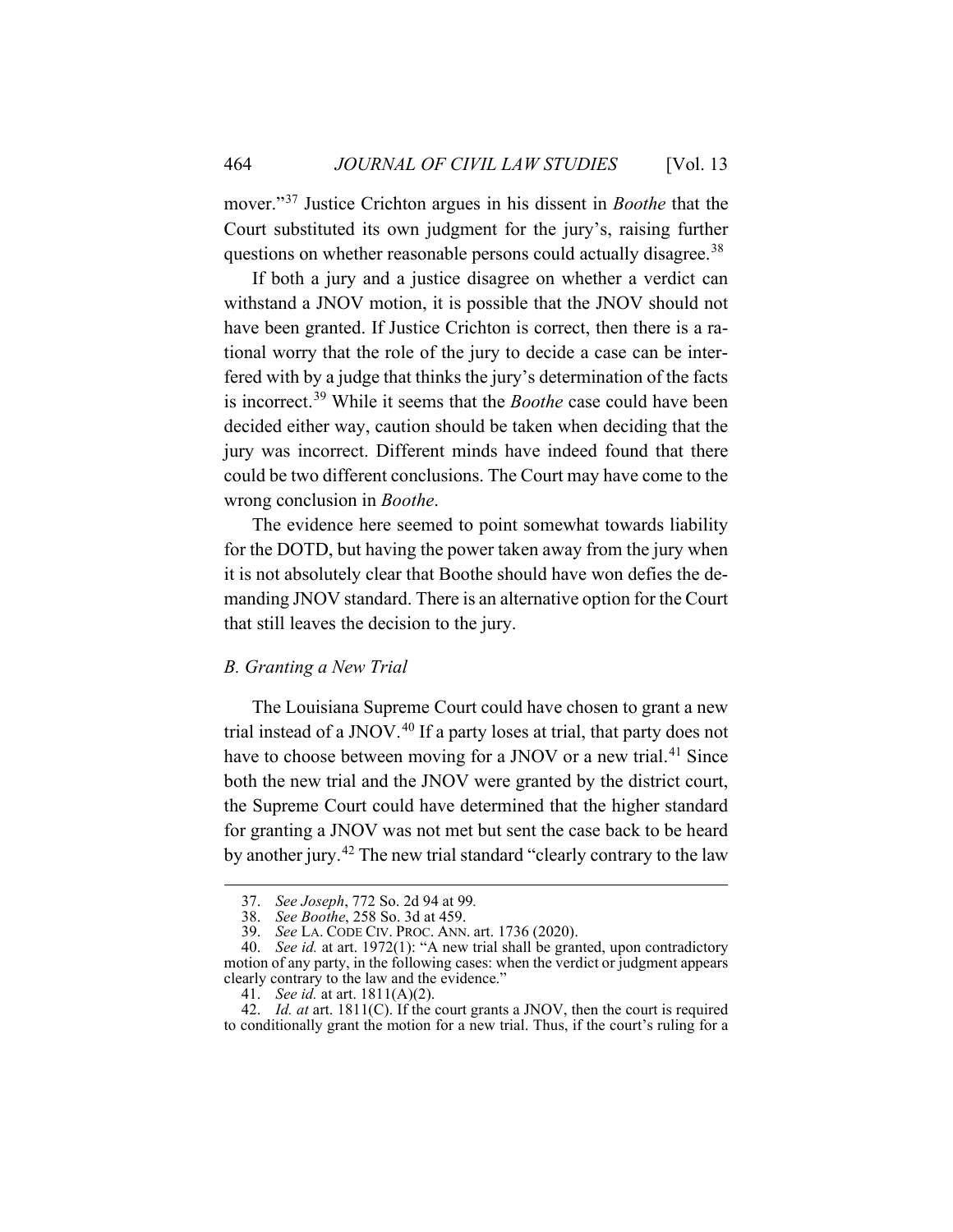mover."[37] Justice Crichton argues in his dissent in *Boothe* that the Court substituted its own judgment for the jury's, raising further questions on whether reasonable persons could actually disagree.[38]

If both a jury and a justice disagree on whether a verdict can withstand a JNOV motion, it is possible that the JNOV should not have been granted. If Justice Crichton is correct, then there is a rational worry that the role of the jury to decide a case can be interfered with by a judge that thinks the jury's determination of the facts is incorrect.[39] While it seems that the *Boothe* case could have been decided either way, caution should be taken when deciding that the jury was incorrect. Different minds have indeed found that there could be two different conclusions. The Court may have come to the wrong conclusion in *Boothe*.

The evidence here seemed to point somewhat towards liability for the DOTD, but having the power taken away from the jury when it is not absolutely clear that Boothe should have won defies the demanding JNOV standard. There is an alternative option for the Court that still leaves the decision to the jury.

### *B. Granting a New Trial*

The Louisiana Supreme Court could have chosen to grant a new trial instead of a JNOV.[40] If a party loses at trial, that party does not have to choose between moving for a JNOV or a new trial.[41] Since both the new trial and the JNOV were granted by the district court, the Supreme Court could have determined that the higher standard for granting a JNOV was not met but sent the case back to be heard by another jury.[42] The new trial standard "clearly contrary to the law

---

37. *See Joseph*, 772 So. 2d 94 at 99*.*
38. *See Boothe*, 258 So. 3d at 459.
39. *See* LA. CODE CIV. PROC. ANN. art. 1736 (2020).
40. *See id.* at art. 1972(1): "A new trial shall be granted, upon contradictory motion of any party, in the following cases: when the verdict or judgment appears clearly contrary to the law and the evidence."
41. *See id.* at art. 1811(A)(2).
42. *Id. at* art. 1811(C). If the court grants a JNOV, then the court is required to conditionally grant the motion for a new trial. Thus, if the court's ruling for a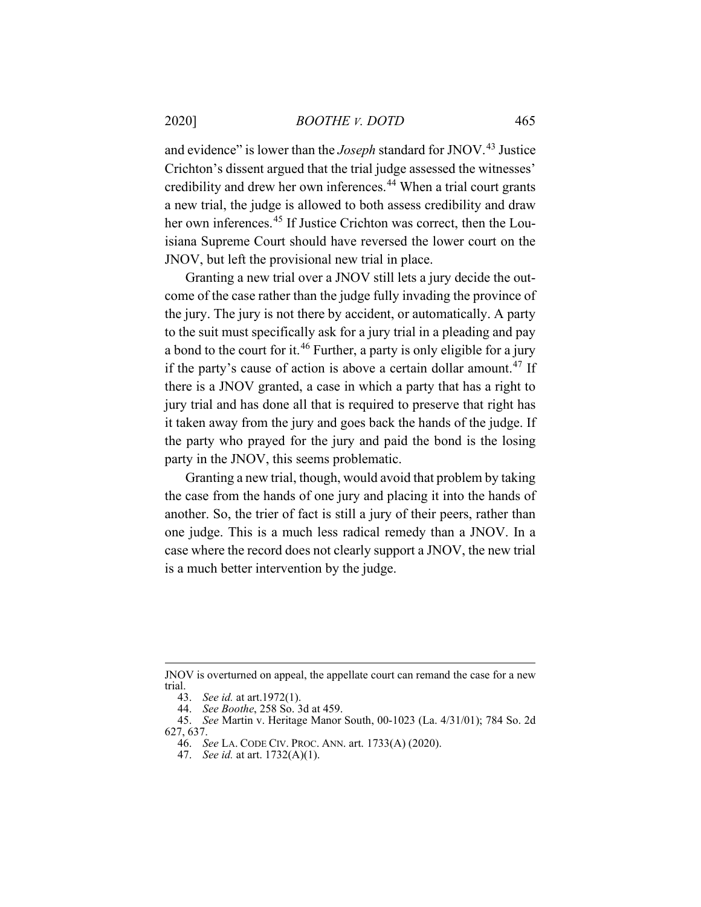and evidence" is lower than the *Joseph* standard for JNOV.[43] Justice Crichton's dissent argued that the trial judge assessed the witnesses' credibility and drew her own inferences.[44] When a trial court grants a new trial, the judge is allowed to both assess credibility and draw her own inferences.[45] If Justice Crichton was correct, then the Louisiana Supreme Court should have reversed the lower court on the JNOV, but left the provisional new trial in place.

Granting a new trial over a JNOV still lets a jury decide the outcome of the case rather than the judge fully invading the province of the jury. The jury is not there by accident, or automatically. A party to the suit must specifically ask for a jury trial in a pleading and pay a bond to the court for it.[46] Further, a party is only eligible for a jury if the party's cause of action is above a certain dollar amount.[47] If there is a JNOV granted, a case in which a party that has a right to jury trial and has done all that is required to preserve that right has it taken away from the jury and goes back the hands of the judge. If the party who prayed for the jury and paid the bond is the losing party in the JNOV, this seems problematic.

Granting a new trial, though, would avoid that problem by taking the case from the hands of one jury and placing it into the hands of another. So, the trier of fact is still a jury of their peers, rather than one judge. This is a much less radical remedy than a JNOV. In a case where the record does not clearly support a JNOV, the new trial is a much better intervention by the judge.

---

JNOV is overturned on appeal, the appellate court can remand the case for a new trial.

43. *See id.* at art.1972(1).

44. *See Boothe*, 258 So. 3d at 459.

45. *See* Martin v. Heritage Manor South, 00-1023 (La. 4/31/01); 784 So. 2d 627, 637.

46. *See* LA. CODE CIV. PROC. ANN. art. 1733(A) (2020).

47. *See id.* at art. 1732(A)(1).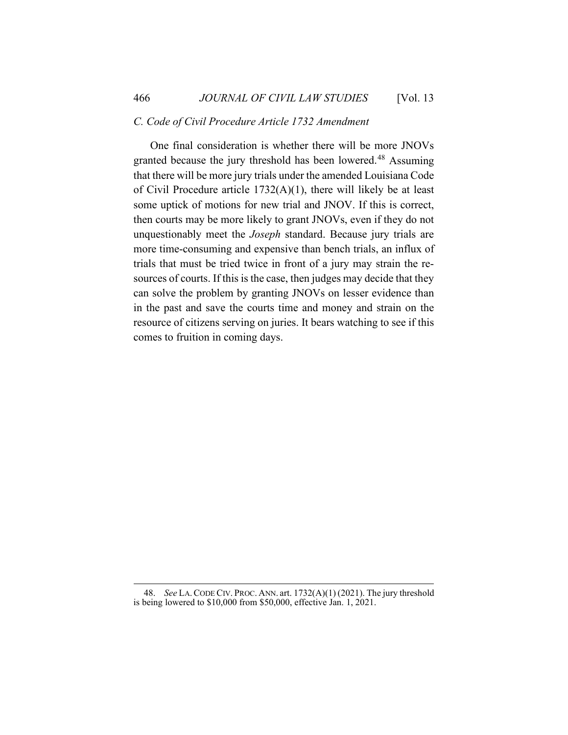### *C. Code of Civil Procedure Article 1732 Amendment*

One final consideration is whether there will be more JNOVs granted because the jury threshold has been lowered.[48] Assuming that there will be more jury trials under the amended Louisiana Code of Civil Procedure article 1732(A)(1), there will likely be at least some uptick of motions for new trial and JNOV. If this is correct, then courts may be more likely to grant JNOVs, even if they do not unquestionably meet the *Joseph* standard. Because jury trials are more time-consuming and expensive than bench trials, an influx of trials that must be tried twice in front of a jury may strain the resources of courts. If this is the case, then judges may decide that they can solve the problem by granting JNOVs on lesser evidence than in the past and save the courts time and money and strain on the resource of citizens serving on juries. It bears watching to see if this comes to fruition in coming days.

---

48. *See* LA. CODE CIV. PROC. ANN. art. 1732(A)(1) (2021). The jury threshold is being lowered to $10,000 from $50,000, effective Jan. 1, 2021.